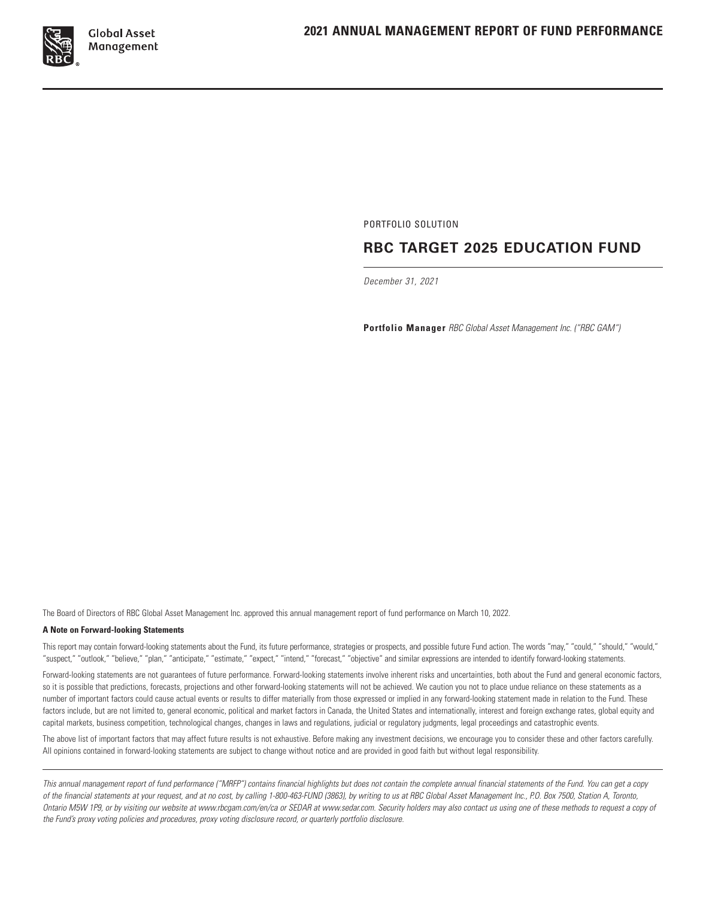Global Asset Management

# 2021 ANNUAL MANAGEMENT REPORT OF FUND PERFORMANCE

PORTFOLIO SOLUTION

## RBC TARGET 2025 EDUCATION FUND

*December 31, 2021*

**Portfolio Manager** *RBC Global Asset Management Inc. ("RBC GAM")*

The Board of Directors of RBC Global Asset Management Inc. approved this annual management report of fund performance on March 10, 2022.

**A Note on Forward-looking Statements**

This report may contain forward-looking statements about the Fund, its future performance, strategies or prospects, and possible future Fund action. The words "may," "could," "should," "would," "suspect," "outlook," "believe," "plan," "anticipate," "estimate," "expect," "intend," "forecast," "objective" and similar expressions are intended to identify forward-looking statements.

Forward-looking statements are not guarantees of future performance. Forward-looking statements involve inherent risks and uncertainties, both about the Fund and general economic factors, so it is possible that predictions, forecasts, projections and other forward-looking statements will not be achieved. We caution you not to place undue reliance on these statements as a number of important factors could cause actual events or results to differ materially from those expressed or implied in any forward-looking statement made in relation to the Fund. These factors include, but are not limited to, general economic, political and market factors in Canada, the United States and internationally, interest and foreign exchange rates, global equity and capital markets, business competition, technological changes, changes in laws and regulations, judicial or regulatory judgments, legal proceedings and catastrophic events.

The above list of important factors that may affect future results is not exhaustive. Before making any investment decisions, we encourage you to consider these and other factors carefully. All opinions contained in forward-looking statements are subject to change without notice and are provided in good faith but without legal responsibility.

*This annual management report of fund performance ("MRFP") contains financial highlights but does not contain the complete annual financial statements of the Fund. You can get a copy of the financial statements at your request, and at no cost, by calling 1-800-463-FUND (3863), by writing to us at RBC Global Asset Management Inc., P.O. Box 7500, Station A, Toronto, Ontario M5W 1P9, or by visiting our website at www.rbcgam.com/en/ca or SEDAR at www.sedar.com. Security holders may also contact us using one of these methods to request a copy of the Fund's proxy voting policies and procedures, proxy voting disclosure record, or quarterly portfolio disclosure.*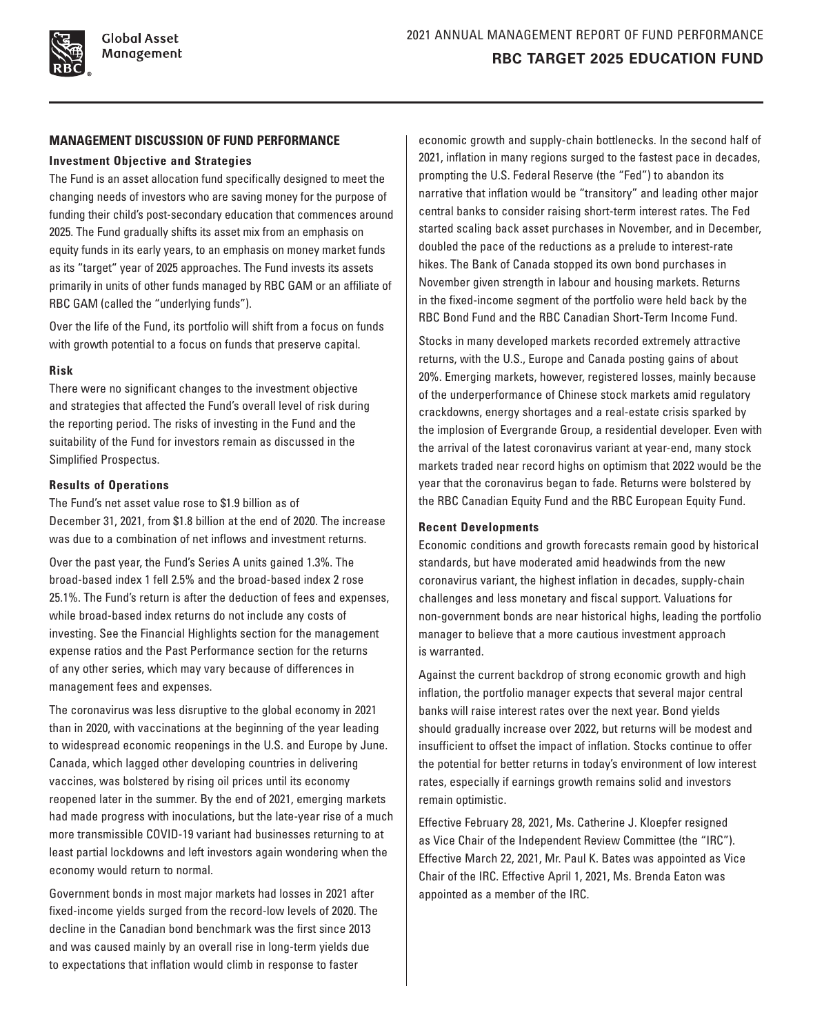## MANAGEMENT DISCUSSION OF FUND PERFORMANCE

### Investment Objective and Strategies

The Fund is an asset allocation fund specifically designed to meet the changing needs of investors who are saving money for the purpose of funding their child's post-secondary education that commences around 2025. The Fund gradually shifts its asset mix from an emphasis on equity funds in its early years, to an emphasis on money market funds as its "target" year of 2025 approaches. The Fund invests its assets primarily in units of other funds managed by RBC GAM or an affiliate of RBC GAM (called the "underlying funds").

Over the life of the Fund, its portfolio will shift from a focus on funds with growth potential to a focus on funds that preserve capital.

### Risk

There were no significant changes to the investment objective and strategies that affected the Fund's overall level of risk during the reporting period. The risks of investing in the Fund and the suitability of the Fund for investors remain as discussed in the Simplified Prospectus.

### Results of Operations

The Fund's net asset value rose to $1.9 billion as of December 31, 2021, from $1.8 billion at the end of 2020. The increase was due to a combination of net inflows and investment returns.

Over the past year, the Fund's Series A units gained 1.3%. The broad-based index 1 fell 2.5% and the broad-based index 2 rose 25.1%. The Fund's return is after the deduction of fees and expenses, while broad-based index returns do not include any costs of investing. See the Financial Highlights section for the management expense ratios and the Past Performance section for the returns of any other series, which may vary because of differences in management fees and expenses.

The coronavirus was less disruptive to the global economy in 2021 than in 2020, with vaccinations at the beginning of the year leading to widespread economic reopenings in the U.S. and Europe by June. Canada, which lagged other developing countries in delivering vaccines, was bolstered by rising oil prices until its economy reopened later in the summer. By the end of 2021, emerging markets had made progress with inoculations, but the late-year rise of a much more transmissible COVID-19 variant had businesses returning to at least partial lockdowns and left investors again wondering when the economy would return to normal.

Government bonds in most major markets had losses in 2021 after fixed-income yields surged from the record-low levels of 2020. The decline in the Canadian bond benchmark was the first since 2013 and was caused mainly by an overall rise in long-term yields due to expectations that inflation would climb in response to faster economic growth and supply-chain bottlenecks. In the second half of 2021, inflation in many regions surged to the fastest pace in decades, prompting the U.S. Federal Reserve (the "Fed") to abandon its narrative that inflation would be "transitory" and leading other major central banks to consider raising short-term interest rates. The Fed started scaling back asset purchases in November, and in December, doubled the pace of the reductions as a prelude to interest-rate hikes. The Bank of Canada stopped its own bond purchases in November given strength in labour and housing markets. Returns in the fixed-income segment of the portfolio were held back by the RBC Bond Fund and the RBC Canadian Short-Term Income Fund.

Stocks in many developed markets recorded extremely attractive returns, with the U.S., Europe and Canada posting gains of about 20%. Emerging markets, however, registered losses, mainly because of the underperformance of Chinese stock markets amid regulatory crackdowns, energy shortages and a real-estate crisis sparked by the implosion of Evergrande Group, a residential developer. Even with the arrival of the latest coronavirus variant at year-end, many stock markets traded near record highs on optimism that 2022 would be the year that the coronavirus began to fade. Returns were bolstered by the RBC Canadian Equity Fund and the RBC European Equity Fund.

### Recent Developments

Economic conditions and growth forecasts remain good by historical standards, but have moderated amid headwinds from the new coronavirus variant, the highest inflation in decades, supply-chain challenges and less monetary and fiscal support. Valuations for non-government bonds are near historical highs, leading the portfolio manager to believe that a more cautious investment approach is warranted.

Against the current backdrop of strong economic growth and high inflation, the portfolio manager expects that several major central banks will raise interest rates over the next year. Bond yields should gradually increase over 2022, but returns will be modest and insufficient to offset the impact of inflation. Stocks continue to offer the potential for better returns in today's environment of low interest rates, especially if earnings growth remains solid and investors remain optimistic.

Effective February 28, 2021, Ms. Catherine J. Kloepfer resigned as Vice Chair of the Independent Review Committee (the "IRC"). Effective March 22, 2021, Mr. Paul K. Bates was appointed as Vice Chair of the IRC. Effective April 1, 2021, Ms. Brenda Eaton was appointed as a member of the IRC.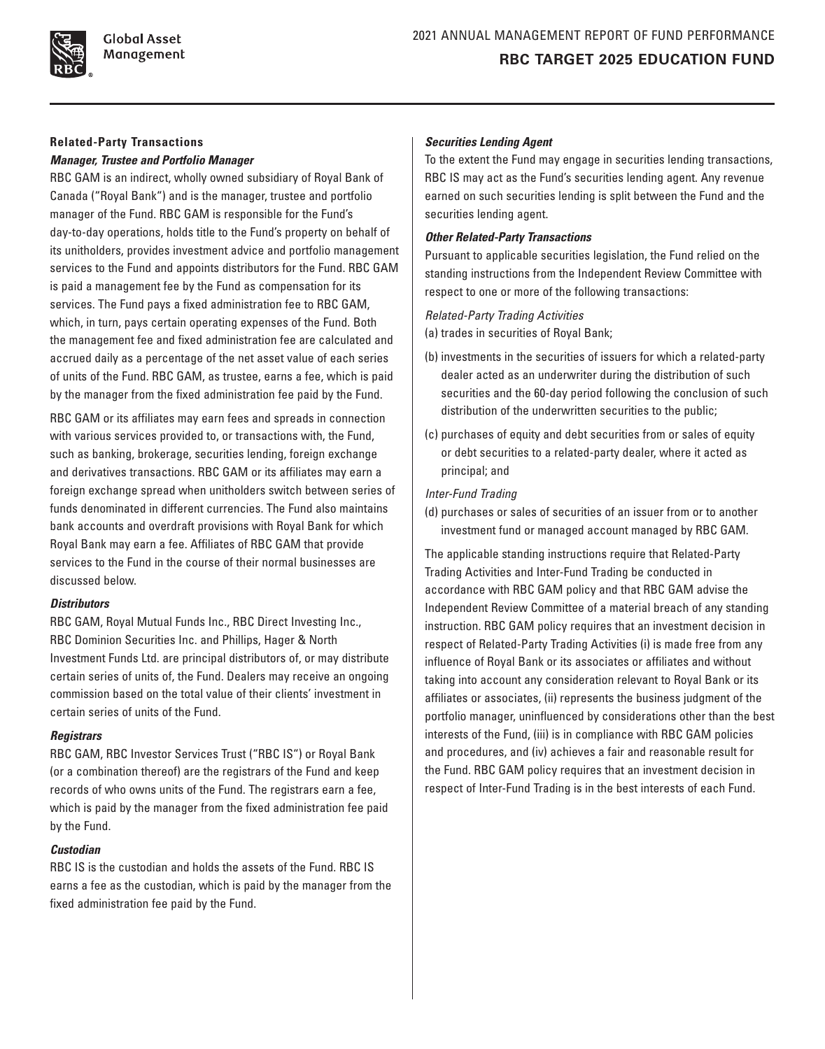## Related-Party Transactions

### *Manager, Trustee and Portfolio Manager*

RBC GAM is an indirect, wholly owned subsidiary of Royal Bank of Canada ("Royal Bank") and is the manager, trustee and portfolio manager of the Fund. RBC GAM is responsible for the Fund's day-to-day operations, holds title to the Fund's property on behalf of its unitholders, provides investment advice and portfolio management services to the Fund and appoints distributors for the Fund. RBC GAM is paid a management fee by the Fund as compensation for its services. The Fund pays a fixed administration fee to RBC GAM, which, in turn, pays certain operating expenses of the Fund. Both the management fee and fixed administration fee are calculated and accrued daily as a percentage of the net asset value of each series of units of the Fund. RBC GAM, as trustee, earns a fee, which is paid by the manager from the fixed administration fee paid by the Fund.

RBC GAM or its affiliates may earn fees and spreads in connection with various services provided to, or transactions with, the Fund, such as banking, brokerage, securities lending, foreign exchange and derivatives transactions. RBC GAM or its affiliates may earn a foreign exchange spread when unitholders switch between series of funds denominated in different currencies. The Fund also maintains bank accounts and overdraft provisions with Royal Bank for which Royal Bank may earn a fee. Affiliates of RBC GAM that provide services to the Fund in the course of their normal businesses are discussed below.

### *Distributors*

RBC GAM, Royal Mutual Funds Inc., RBC Direct Investing Inc., RBC Dominion Securities Inc. and Phillips, Hager & North Investment Funds Ltd. are principal distributors of, or may distribute certain series of units of, the Fund. Dealers may receive an ongoing commission based on the total value of their clients' investment in certain series of units of the Fund.

### *Registrars*

RBC GAM, RBC Investor Services Trust ("RBC IS") or Royal Bank (or a combination thereof) are the registrars of the Fund and keep records of who owns units of the Fund. The registrars earn a fee, which is paid by the manager from the fixed administration fee paid by the Fund.

### *Custodian*

RBC IS is the custodian and holds the assets of the Fund. RBC IS earns a fee as the custodian, which is paid by the manager from the fixed administration fee paid by the Fund.

### *Securities Lending Agent*

To the extent the Fund may engage in securities lending transactions, RBC IS may act as the Fund's securities lending agent. Any revenue earned on such securities lending is split between the Fund and the securities lending agent.

### *Other Related-Party Transactions*

Pursuant to applicable securities legislation, the Fund relied on the standing instructions from the Independent Review Committee with respect to one or more of the following transactions:

*Related-Party Trading Activities*

(a) trades in securities of Royal Bank;

(b) investments in the securities of issuers for which a related-party dealer acted as an underwriter during the distribution of such securities and the 60-day period following the conclusion of such distribution of the underwritten securities to the public;

(c) purchases of equity and debt securities from or sales of equity or debt securities to a related-party dealer, where it acted as principal; and

*Inter-Fund Trading*

(d) purchases or sales of securities of an issuer from or to another investment fund or managed account managed by RBC GAM.

The applicable standing instructions require that Related-Party Trading Activities and Inter-Fund Trading be conducted in accordance with RBC GAM policy and that RBC GAM advise the Independent Review Committee of a material breach of any standing instruction. RBC GAM policy requires that an investment decision in respect of Related-Party Trading Activities (i) is made free from any influence of Royal Bank or its associates or affiliates and without taking into account any consideration relevant to Royal Bank or its affiliates or associates, (ii) represents the business judgment of the portfolio manager, uninfluenced by considerations other than the best interests of the Fund, (iii) is in compliance with RBC GAM policies and procedures, and (iv) achieves a fair and reasonable result for the Fund. RBC GAM policy requires that an investment decision in respect of Inter-Fund Trading is in the best interests of each Fund.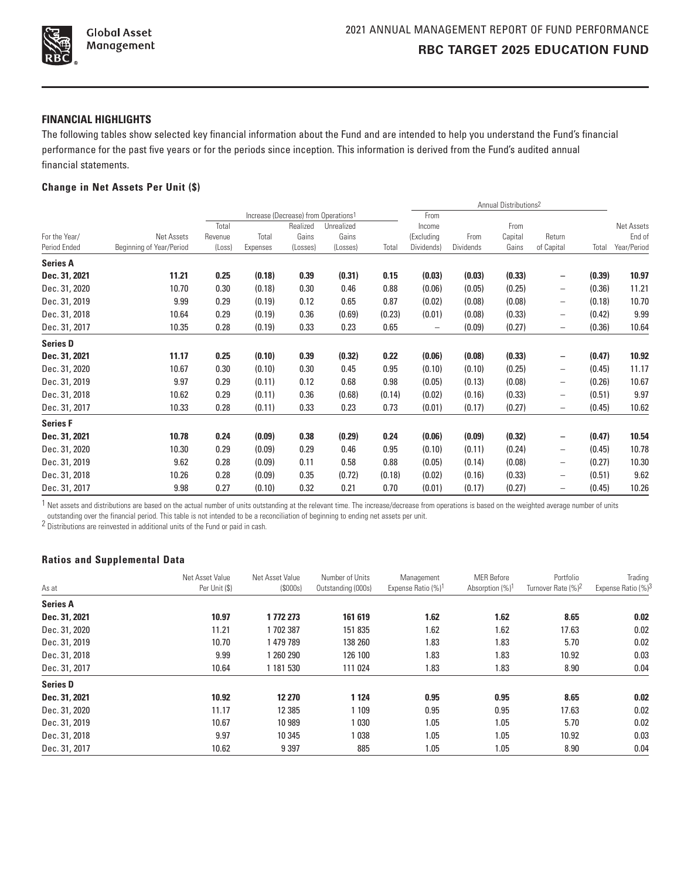## FINANCIAL HIGHLIGHTS

The following tables show selected key financial information about the Fund and are intended to help you understand the Fund's financial performance for the past five years or for the periods since inception. This information is derived from the Fund's audited annual financial statements.

### Change in Net Assets Per Unit ($)

| | | Increase (Decrease) from Operations[1] | | | | | Annual Distributions[2] | | | | | |
|---|---|---|---|---|---|---|---|---|---|---|---|---|
| For the Year/ Period Ended | Net Assets Beginning of Year/Period | Total Revenue (Loss) | Total Expenses | Realized Gains (Losses) | Unrealized Gains (Losses) | Total | From Income (Excluding Dividends) | From Dividends | From Capital Gains | Return of Capital | Total | Net Assets End of Year/Period |
| **Series A** | | | | | | | | | | | | |
| **Dec. 31, 2021** | **11.21** | **0.25** | **(0.18)** | **0.39** | **(0.31)** | **0.15** | **(0.03)** | **(0.03)** | **(0.33)** | **–** | **(0.39)** | **10.97** |
| Dec. 31, 2020 | 10.70 | 0.30 | (0.18) | 0.30 | 0.46 | 0.88 | (0.06) | (0.05) | (0.25) | – | (0.36) | 11.21 |
| Dec. 31, 2019 | 9.99 | 0.29 | (0.19) | 0.12 | 0.65 | 0.87 | (0.02) | (0.08) | (0.08) | – | (0.18) | 10.70 |
| Dec. 31, 2018 | 10.64 | 0.29 | (0.19) | 0.36 | (0.69) | (0.23) | (0.01) | (0.08) | (0.33) | – | (0.42) | 9.99 |
| Dec. 31, 2017 | 10.35 | 0.28 | (0.19) | 0.33 | 0.23 | 0.65 | – | (0.09) | (0.27) | – | (0.36) | 10.64 |
| **Series D** | | | | | | | | | | | | |
| **Dec. 31, 2021** | **11.17** | **0.25** | **(0.10)** | **0.39** | **(0.32)** | **0.22** | **(0.06)** | **(0.08)** | **(0.33)** | **–** | **(0.47)** | **10.92** |
| Dec. 31, 2020 | 10.67 | 0.30 | (0.10) | 0.30 | 0.45 | 0.95 | (0.10) | (0.10) | (0.25) | – | (0.45) | 11.17 |
| Dec. 31, 2019 | 9.97 | 0.29 | (0.11) | 0.12 | 0.68 | 0.98 | (0.05) | (0.13) | (0.08) | – | (0.26) | 10.67 |
| Dec. 31, 2018 | 10.62 | 0.29 | (0.11) | 0.36 | (0.68) | (0.14) | (0.02) | (0.16) | (0.33) | – | (0.51) | 9.97 |
| Dec. 31, 2017 | 10.33 | 0.28 | (0.11) | 0.33 | 0.23 | 0.73 | (0.01) | (0.17) | (0.27) | – | (0.45) | 10.62 |
| **Series F** | | | | | | | | | | | | |
| **Dec. 31, 2021** | **10.78** | **0.24** | **(0.09)** | **0.38** | **(0.29)** | **0.24** | **(0.06)** | **(0.09)** | **(0.32)** | **–** | **(0.47)** | **10.54** |
| Dec. 31, 2020 | 10.30 | 0.29 | (0.09) | 0.29 | 0.46 | 0.95 | (0.10) | (0.11) | (0.24) | – | (0.45) | 10.78 |
| Dec. 31, 2019 | 9.62 | 0.28 | (0.09) | 0.11 | 0.58 | 0.88 | (0.05) | (0.14) | (0.08) | – | (0.27) | 10.30 |
| Dec. 31, 2018 | 10.26 | 0.28 | (0.09) | 0.35 | (0.72) | (0.18) | (0.02) | (0.16) | (0.33) | – | (0.51) | 9.62 |
| Dec. 31, 2017 | 9.98 | 0.27 | (0.10) | 0.32 | 0.21 | 0.70 | (0.01) | (0.17) | (0.27) | – | (0.45) | 10.26 |

[1] Net assets and distributions are based on the actual number of units outstanding at the relevant time. The increase/decrease from operations is based on the weighted average number of units outstanding over the financial period. This table is not intended to be a reconciliation of beginning to ending net assets per unit.

[2] Distributions are reinvested in additional units of the Fund or paid in cash.

### Ratios and Supplemental Data

| As at | Net Asset Value Per Unit ($) | Net Asset Value ($000s) | Number of Units Outstanding (000s) | Management Expense Ratio (%)[1] | MER Before Absorption (%)[1] | Portfolio Turnover Rate (%)[2] | Trading Expense Ratio (%)[3] |
|---|---|---|---|---|---|---|---|
| **Series A** | | | | | | | |
| **Dec. 31, 2021** | **10.97** | **1 772 273** | **161 619** | **1.62** | **1.62** | **8.65** | **0.02** |
| Dec. 31, 2020 | 11.21 | 1 702 387 | 151 835 | 1.62 | 1.62 | 17.63 | 0.02 |
| Dec. 31, 2019 | 10.70 | 1 479 789 | 138 260 | 1.83 | 1.83 | 5.70 | 0.02 |
| Dec. 31, 2018 | 9.99 | 1 260 290 | 126 100 | 1.83 | 1.83 | 10.92 | 0.03 |
| Dec. 31, 2017 | 10.64 | 1 181 530 | 111 024 | 1.83 | 1.83 | 8.90 | 0.04 |
| **Series D** | | | | | | | |
| **Dec. 31, 2021** | **10.92** | **12 270** | **1 124** | **0.95** | **0.95** | **8.65** | **0.02** |
| Dec. 31, 2020 | 11.17 | 12 385 | 1 109 | 0.95 | 0.95 | 17.63 | 0.02 |
| Dec. 31, 2019 | 10.67 | 10 989 | 1 030 | 1.05 | 1.05 | 5.70 | 0.02 |
| Dec. 31, 2018 | 9.97 | 10 345 | 1 038 | 1.05 | 1.05 | 10.92 | 0.03 |
| Dec. 31, 2017 | 10.62 | 9 397 | 885 | 1.05 | 1.05 | 8.90 | 0.04 |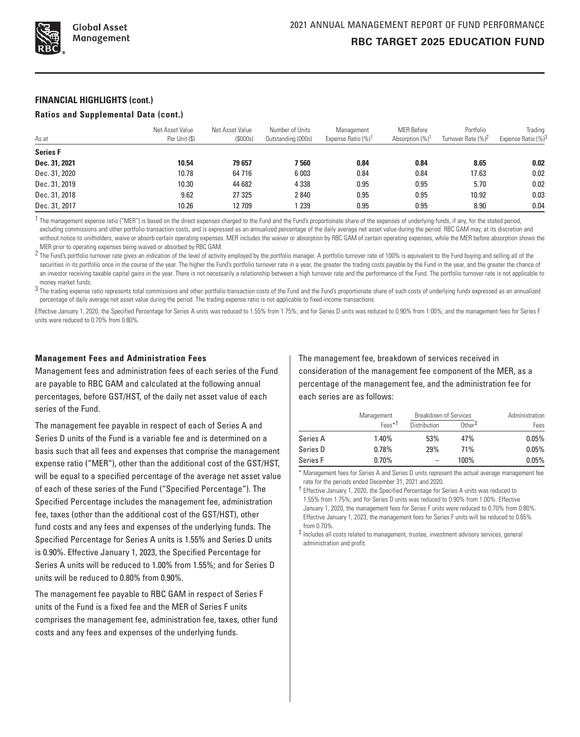## FINANCIAL HIGHLIGHTS (cont.)

### Ratios and Supplemental Data (cont.)

| As at | Net Asset Value Per Unit ($) | Net Asset Value ($000s) | Number of Units Outstanding (000s) | Management Expense Ratio (%)[1] | MER Before Absorption (%)[1] | Portfolio Turnover Rate (%)[2] | Trading Expense Ratio (%)[3] |
|---|---|---|---|---|---|---|---|
| **Series F** | | | | | | | |
| **Dec. 31, 2021** | **10.54** | **79 657** | **7 560** | **0.84** | **0.84** | **8.65** | **0.02** |
| Dec. 31, 2020 | 10.78 | 64 716 | 6 003 | 0.84 | 0.84 | 17.63 | 0.02 |
| Dec. 31, 2019 | 10.30 | 44 682 | 4 338 | 0.95 | 0.95 | 5.70 | 0.02 |
| Dec. 31, 2018 | 9.62 | 27 325 | 2 840 | 0.95 | 0.95 | 10.92 | 0.03 |
| Dec. 31, 2017 | 10.26 | 12 709 | 1 239 | 0.95 | 0.95 | 8.90 | 0.04 |

[1] The management expense ratio ("MER") is based on the direct expenses charged to the Fund and the Fund's proportionate share of the expenses of underlying funds, if any, for the stated period, excluding commissions and other portfolio transaction costs, and is expressed as an annualized percentage of the daily average net asset value during the period. RBC GAM may, at its discretion and without notice to unitholders, waive or absorb certain operating expenses. MER includes the waiver or absorption by RBC GAM of certain operating expenses, while the MER before absorption shows the MER prior to operating expenses being waived or absorbed by RBC GAM.

[2] The Fund's portfolio turnover rate gives an indication of the level of activity employed by the portfolio manager. A portfolio turnover rate of 100% is equivalent to the Fund buying and selling all of the securities in its portfolio once in the course of the year. The higher the Fund's portfolio turnover rate in a year, the greater the trading costs payable by the Fund in the year, and the greater the chance of an investor receiving taxable capital gains in the year. There is not necessarily a relationship between a high turnover rate and the performance of the Fund. The portfolio turnover rate is not applicable to money market funds.

[3] The trading expense ratio represents total commissions and other portfolio transaction costs of the Fund and the Fund's proportionate share of such costs of underlying funds expressed as an annualized percentage of daily average net asset value during the period. The trading expense ratio is not applicable to fixed-income transactions.

Effective January 1, 2020, the Specified Percentage for Series A units was reduced to 1.55% from 1.75%; and for Series D units was reduced to 0.90% from 1.00%; and the management fees for Series F units were reduced to 0.70% from 0.80%.

### Management Fees and Administration Fees

Management fees and administration fees of each series of the Fund are payable to RBC GAM and calculated at the following annual percentages, before GST/HST, of the daily net asset value of each series of the Fund.

The management fee payable in respect of each of Series A and Series D units of the Fund is a variable fee and is determined on a basis such that all fees and expenses that comprise the management expense ratio ("MER"), other than the additional cost of the GST/HST, will be equal to a specified percentage of the average net asset value of each of these series of the Fund ("Specified Percentage"). The Specified Percentage includes the management fee, administration fee, taxes (other than the additional cost of the GST/HST), other fund costs and any fees and expenses of the underlying funds. The Specified Percentage for Series A units is 1.55% and Series D units is 0.90%. Effective January 1, 2023, the Specified Percentage for Series A units will be reduced to 1.00% from 1.55%; and for Series D units will be reduced to 0.80% from 0.90%.

The management fee payable to RBC GAM in respect of Series F units of the Fund is a fixed fee and the MER of Series F units comprises the management fee, administration fee, taxes, other fund costs and any fees and expenses of the underlying funds.

The management fee, breakdown of services received in consideration of the management fee component of the MER, as a percentage of the management fee, and the administration fee for each series are as follows:

| | Management Fees*† | Breakdown of Services | | Administration Fees |
|---|---|---|---|---|
| | | Distribution | Other‡ | |
| Series A | 1.40% | 53% | 47% | 0.05% |
| Series D | 0.78% | 29% | 71% | 0.05% |
| Series F | 0.70% | – | 100% | 0.05% |

* Management fees for Series A and Series D units represent the actual average management fee rate for the periods ended December 31, 2021 and 2020.

† Effective January 1, 2020, the Specified Percentage for Series A units was reduced to 1.55% from 1.75%; and for Series D units was reduced to 0.90% from 1.00%. Effective January 1, 2020, the management fees for Series F units were reduced to 0.70% from 0.80%. Effective January 1, 2023, the management fees for Series F units will be reduced to 0.65% from 0.70%.

‡ Includes all costs related to management, trustee, investment advisory services, general administration and profit.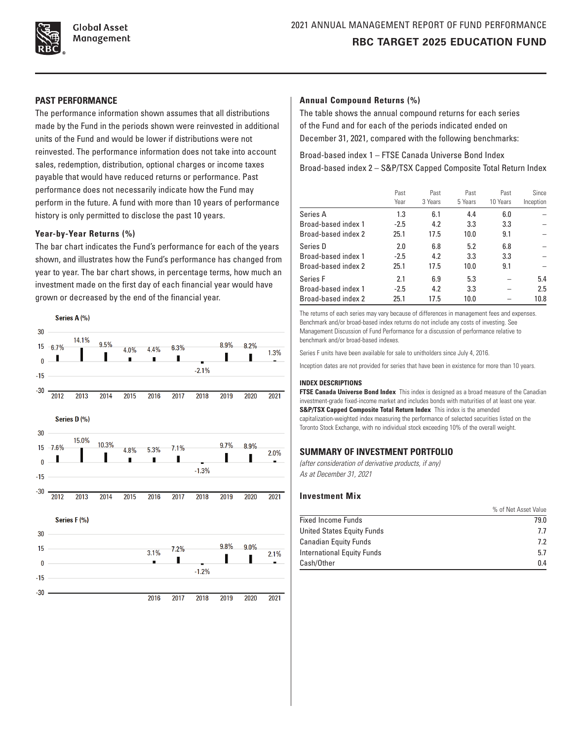## PAST PERFORMANCE

The performance information shown assumes that all distributions made by the Fund in the periods shown were reinvested in additional units of the Fund and would be lower if distributions were not reinvested. The performance information does not take into account sales, redemption, distribution, optional charges or income taxes payable that would have reduced returns or performance. Past performance does not necessarily indicate how the Fund may perform in the future. A fund with more than 10 years of performance history is only permitted to disclose the past 10 years.

### Year-by-Year Returns (%)

The bar chart indicates the Fund's performance for each of the years shown, and illustrates how the Fund's performance has changed from year to year. The bar chart shows, in percentage terms, how much an investment made on the first day of each financial year would have grown or decreased by the end of the financial year.

Series A (%)

30
15
0
-15
-30

6.7% 14.1% 9.5% 4.0% 4.4% 6.3% -2.1% 8.9% 8.2% 1.3%

2012 2013 2014 2015 2016 2017 2018 2019 2020 2021

Series D (%)

30
15
0
-15
-30

7.6% 15.0% 10.3% 4.8% 5.3% 7.1% -1.3% 9.7% 8.9% 2.0%

2012 2013 2014 2015 2016 2017 2018 2019 2020 2021

Series F (%)

30
15
0
-15
-30

3.1% 7.2% -1.2% 9.8% 9.0% 2.1%

2016 2017 2018 2019 2020 2021

### Annual Compound Returns (%)

The table shows the annual compound returns for each series of the Fund and for each of the periods indicated ended on December 31, 2021, compared with the following benchmarks:

Broad-based index 1 – FTSE Canada Universe Bond Index
Broad-based index 2 – S&P/TSX Capped Composite Total Return Index

| | Past Year | Past 3 Years | Past 5 Years | Past 10 Years | Since Inception |
|---|---|---|---|---|---|
| Series A | 1.3 | 6.1 | 4.4 | 6.0 | – |
| Broad-based index 1 | -2.5 | 4.2 | 3.3 | 3.3 | – |
| Broad-based index 2 | 25.1 | 17.5 | 10.0 | 9.1 | – |
| Series D | 2.0 | 6.8 | 5.2 | 6.8 | – |
| Broad-based index 1 | -2.5 | 4.2 | 3.3 | 3.3 | – |
| Broad-based index 2 | 25.1 | 17.5 | 10.0 | 9.1 | – |
| Series F | 2.1 | 6.9 | 5.3 | – | 5.4 |
| Broad-based index 1 | -2.5 | 4.2 | 3.3 | – | 2.5 |
| Broad-based index 2 | 25.1 | 17.5 | 10.0 | – | 10.8 |

The returns of each series may vary because of differences in management fees and expenses. Benchmark and/or broad-based index returns do not include any costs of investing. See Management Discussion of Fund Performance for a discussion of performance relative to benchmark and/or broad-based indexes.

Series F units have been available for sale to unitholders since July 4, 2016.

Inception dates are not provided for series that have been in existence for more than 10 years.

#### INDEX DESCRIPTIONS

**FTSE Canada Universe Bond Index** This index is designed as a broad measure of the Canadian investment-grade fixed-income market and includes bonds with maturities of at least one year.
**S&P/TSX Capped Composite Total Return Index** This index is the amended capitalization-weighted index measuring the performance of selected securities listed on the Toronto Stock Exchange, with no individual stock exceeding 10% of the overall weight.

## SUMMARY OF INVESTMENT PORTFOLIO

*(after consideration of derivative products, if any)*
*As at December 31, 2021*

### Investment Mix

| | % of Net Asset Value |
|---|---|
| Fixed Income Funds | 79.0 |
| United States Equity Funds | 7.7 |
| Canadian Equity Funds | 7.2 |
| International Equity Funds | 5.7 |
| Cash/Other | 0.4 |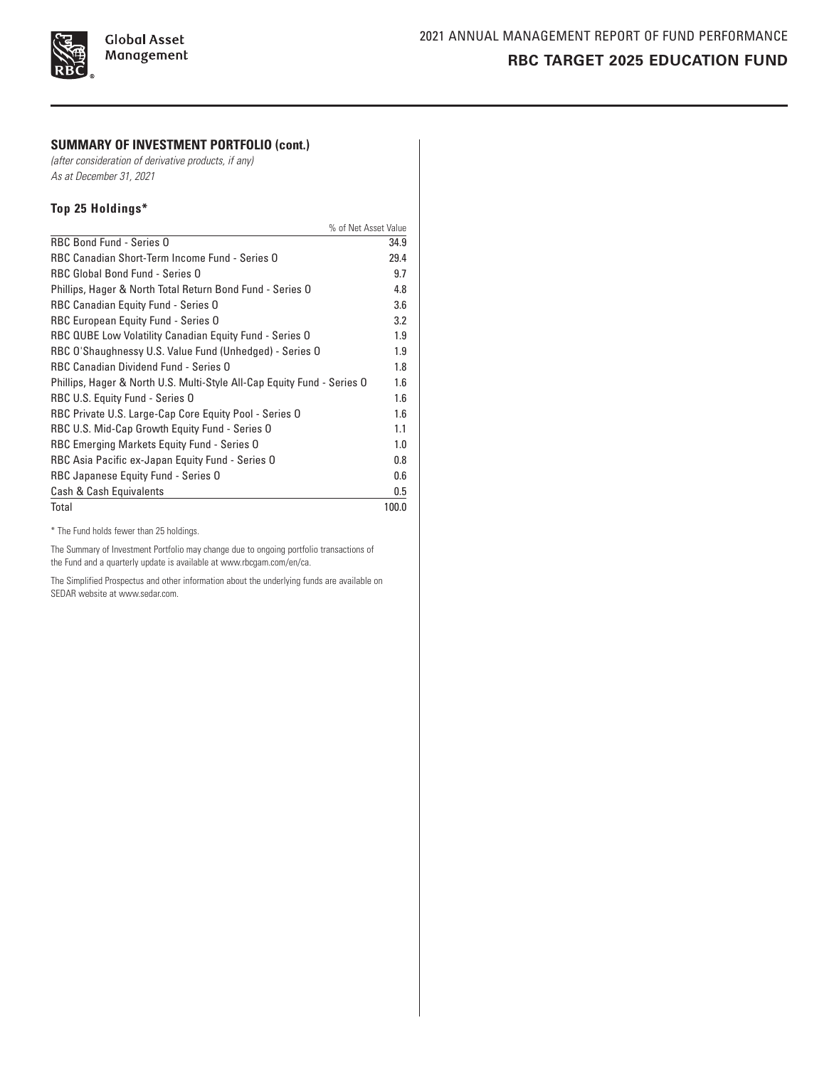## SUMMARY OF INVESTMENT PORTFOLIO (cont.)

*(after consideration of derivative products, if any)*
*As at December 31, 2021*

### Top 25 Holdings*

| | % of Net Asset Value |
|---|---|
| RBC Bond Fund - Series O | 34.9 |
| RBC Canadian Short-Term Income Fund - Series O | 29.4 |
| RBC Global Bond Fund - Series O | 9.7 |
| Phillips, Hager & North Total Return Bond Fund - Series O | 4.8 |
| RBC Canadian Equity Fund - Series O | 3.6 |
| RBC European Equity Fund - Series O | 3.2 |
| RBC QUBE Low Volatility Canadian Equity Fund - Series O | 1.9 |
| RBC O'Shaughnessy U.S. Value Fund (Unhedged) - Series O | 1.9 |
| RBC Canadian Dividend Fund - Series O | 1.8 |
| Phillips, Hager & North U.S. Multi-Style All-Cap Equity Fund - Series O | 1.6 |
| RBC U.S. Equity Fund - Series O | 1.6 |
| RBC Private U.S. Large-Cap Core Equity Pool - Series O | 1.6 |
| RBC U.S. Mid-Cap Growth Equity Fund - Series O | 1.1 |
| RBC Emerging Markets Equity Fund - Series O | 1.0 |
| RBC Asia Pacific ex-Japan Equity Fund - Series O | 0.8 |
| RBC Japanese Equity Fund - Series O | 0.6 |
| Cash & Cash Equivalents | 0.5 |
| Total | 100.0 |

\* The Fund holds fewer than 25 holdings.

The Summary of Investment Portfolio may change due to ongoing portfolio transactions of the Fund and a quarterly update is available at www.rbcgam.com/en/ca.

The Simplified Prospectus and other information about the underlying funds are available on SEDAR website at www.sedar.com.